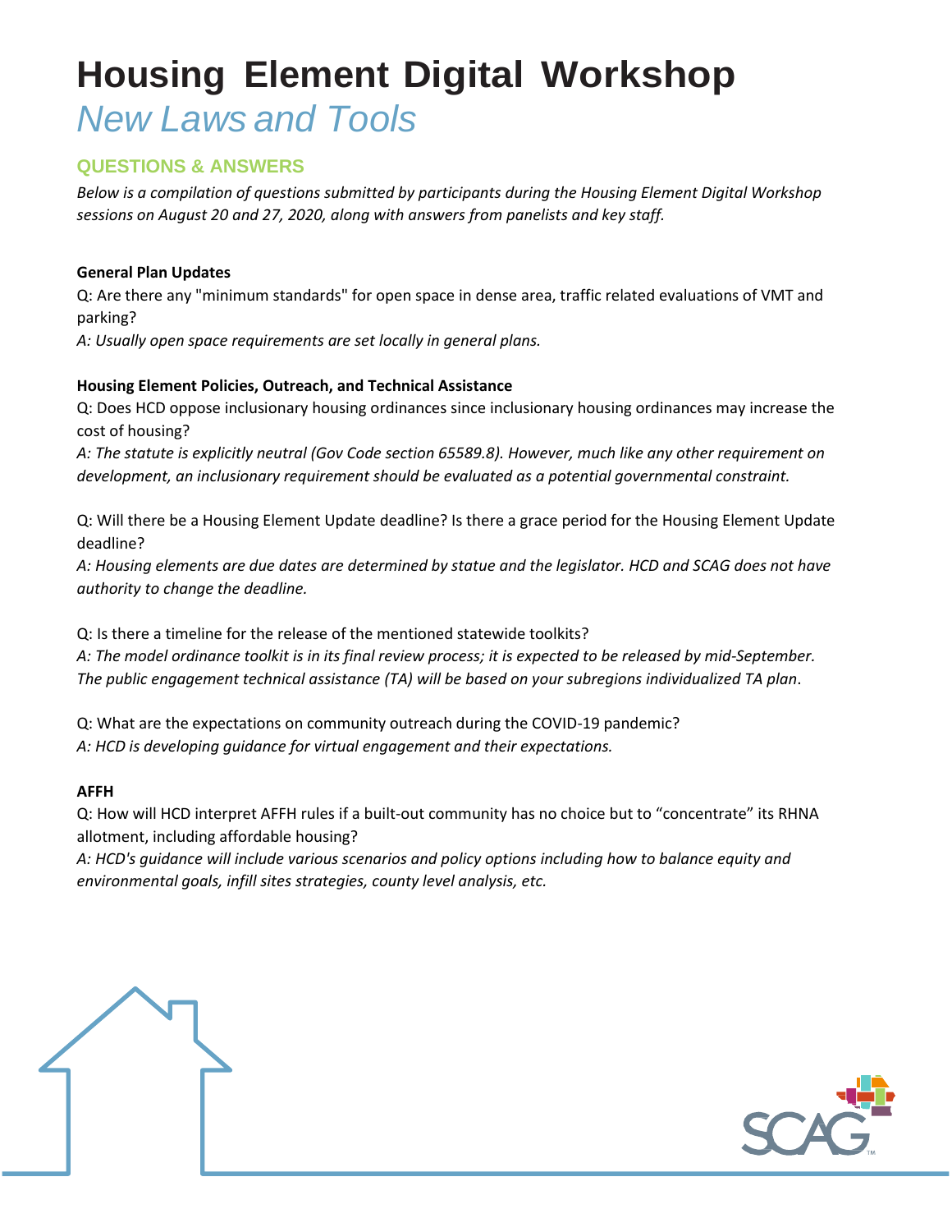# Housing Element Digital Workshop

## *New Laws and Tools*

### QUESTIONS & ANSWERS

*Below is a compilation of questions submitted by participants during the Housing Element Digital Workshop sessions on August 20 and 27, 2020, along with answers from panelists and key staff.*

**General Plan Updates**

Q: Are there any "minimum standards" for open space in dense area, traffic related evaluations of VMT and parking?

*A: Usually open space requirements are set locally in general plans.*

**Housing Element Policies, Outreach, and Technical Assistance**

Q: Does HCD oppose inclusionary housing ordinances since inclusionary housing ordinances may increase the cost of housing?

*A: The statute is explicitly neutral (Gov Code section 65589.8). However, much like any other requirement on development, an inclusionary requirement should be evaluated as a potential governmental constraint.*

Q: Will there be a Housing Element Update deadline? Is there a grace period for the Housing Element Update deadline?

*A: Housing elements are due dates are determined by statue and the legislator. HCD and SCAG does not have authority to change the deadline.*

Q: Is there a timeline for the release of the mentioned statewide toolkits?

*A: The model ordinance toolkit is in its final review process; it is expected to be released by mid-September. The public engagement technical assistance (TA) will be based on your subregions individualized TA plan*.

Q: What are the expectations on community outreach during the COVID-19 pandemic?

*A: HCD is developing guidance for virtual engagement and their expectations.*

**AFFH**

Q: How will HCD interpret AFFH rules if a built-out community has no choice but to "concentrate" its RHNA allotment, including affordable housing?

*A: HCD's guidance will include various scenarios and policy options including how to balance equity and environmental goals, infill sites strategies, county level analysis, etc.*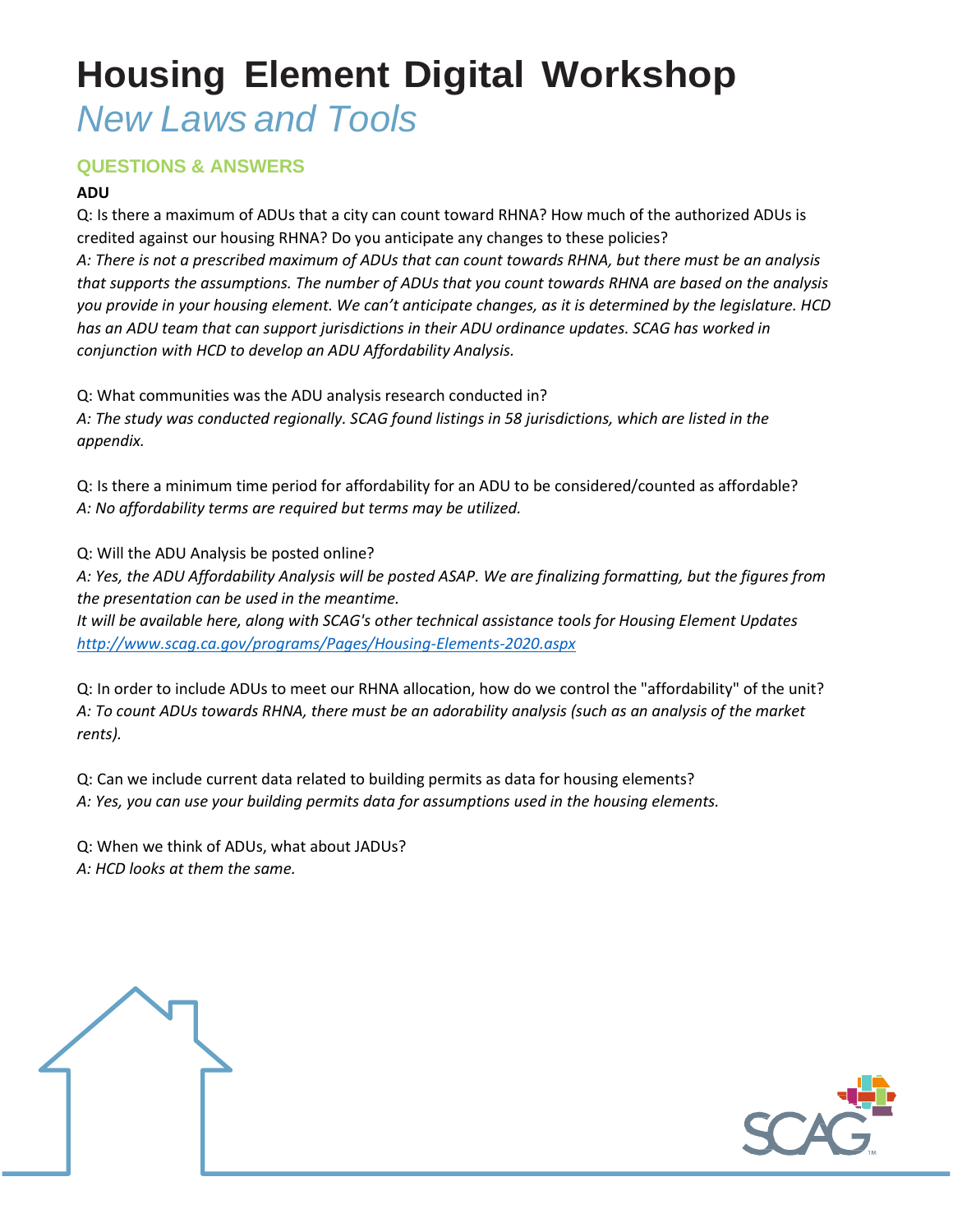# Housing Element Digital Workshop

## *New Laws and Tools*

### QUESTIONS & ANSWERS

**ADU**

Q: Is there a maximum of ADUs that a city can count toward RHNA? How much of the authorized ADUs is credited against our housing RHNA? Do you anticipate any changes to these policies?

*A: There is not a prescribed maximum of ADUs that can count towards RHNA, but there must be an analysis that supports the assumptions. The number of ADUs that you count towards RHNA are based on the analysis you provide in your housing element. We can't anticipate changes, as it is determined by the legislature. HCD has an ADU team that can support jurisdictions in their ADU ordinance updates. SCAG has worked in conjunction with HCD to develop an ADU Affordability Analysis.*

Q: What communities was the ADU analysis research conducted in?

*A: The study was conducted regionally. SCAG found listings in 58 jurisdictions, which are listed in the appendix.*

Q: Is there a minimum time period for affordability for an ADU to be considered/counted as affordable?

*A: No affordability terms are required but terms may be utilized.*

Q: Will the ADU Analysis be posted online?

*A: Yes, the ADU Affordability Analysis will be posted ASAP. We are finalizing formatting, but the figures from the presentation can be used in the meantime.*

*It will be available here, along with SCAG's other technical assistance tools for Housing Element Updates* *http://www.scag.ca.gov/programs/Pages/Housing-Elements-2020.aspx*

Q: In order to include ADUs to meet our RHNA allocation, how do we control the "affordability" of the unit?

*A: To count ADUs towards RHNA, there must be an adorability analysis (such as an analysis of the market rents).*

Q: Can we include current data related to building permits as data for housing elements?

*A: Yes, you can use your building permits data for assumptions used in the housing elements.*

Q: When we think of ADUs, what about JADUs?

*A: HCD looks at them the same.*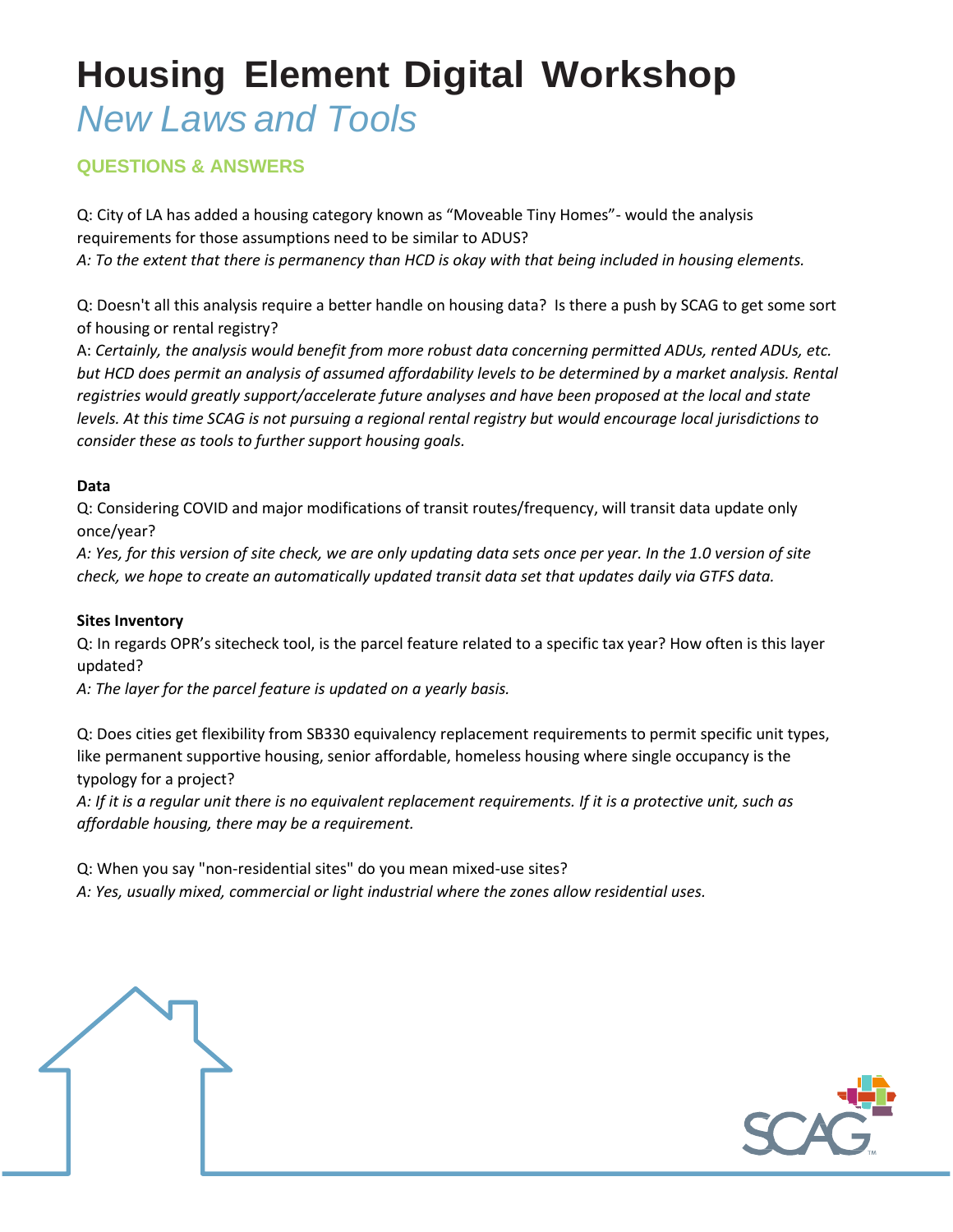# Housing Element Digital Workshop

## *New Laws and Tools*

### QUESTIONS & ANSWERS

Q: City of LA has added a housing category known as "Moveable Tiny Homes"- would the analysis requirements for those assumptions need to be similar to ADUS?

*A: To the extent that there is permanency than HCD is okay with that being included in housing elements.*

Q: Doesn't all this analysis require a better handle on housing data? Is there a push by SCAG to get some sort of housing or rental registry?

A: *Certainly, the analysis would benefit from more robust data concerning permitted ADUs, rented ADUs, etc. but HCD does permit an analysis of assumed affordability levels to be determined by a market analysis. Rental registries would greatly support/accelerate future analyses and have been proposed at the local and state levels. At this time SCAG is not pursuing a regional rental registry but would encourage local jurisdictions to consider these as tools to further support housing goals.*

**Data**

Q: Considering COVID and major modifications of transit routes/frequency, will transit data update only once/year?

*A: Yes, for this version of site check, we are only updating data sets once per year. In the 1.0 version of site check, we hope to create an automatically updated transit data set that updates daily via GTFS data.*

**Sites Inventory**

Q: In regards OPR's sitecheck tool, is the parcel feature related to a specific tax year? How often is this layer updated?

*A: The layer for the parcel feature is updated on a yearly basis.*

Q: Does cities get flexibility from SB330 equivalency replacement requirements to permit specific unit types, like permanent supportive housing, senior affordable, homeless housing where single occupancy is the typology for a project?

*A: If it is a regular unit there is no equivalent replacement requirements. If it is a protective unit, such as affordable housing, there may be a requirement.*

Q: When you say "non-residential sites" do you mean mixed-use sites?

*A: Yes, usually mixed, commercial or light industrial where the zones allow residential uses.*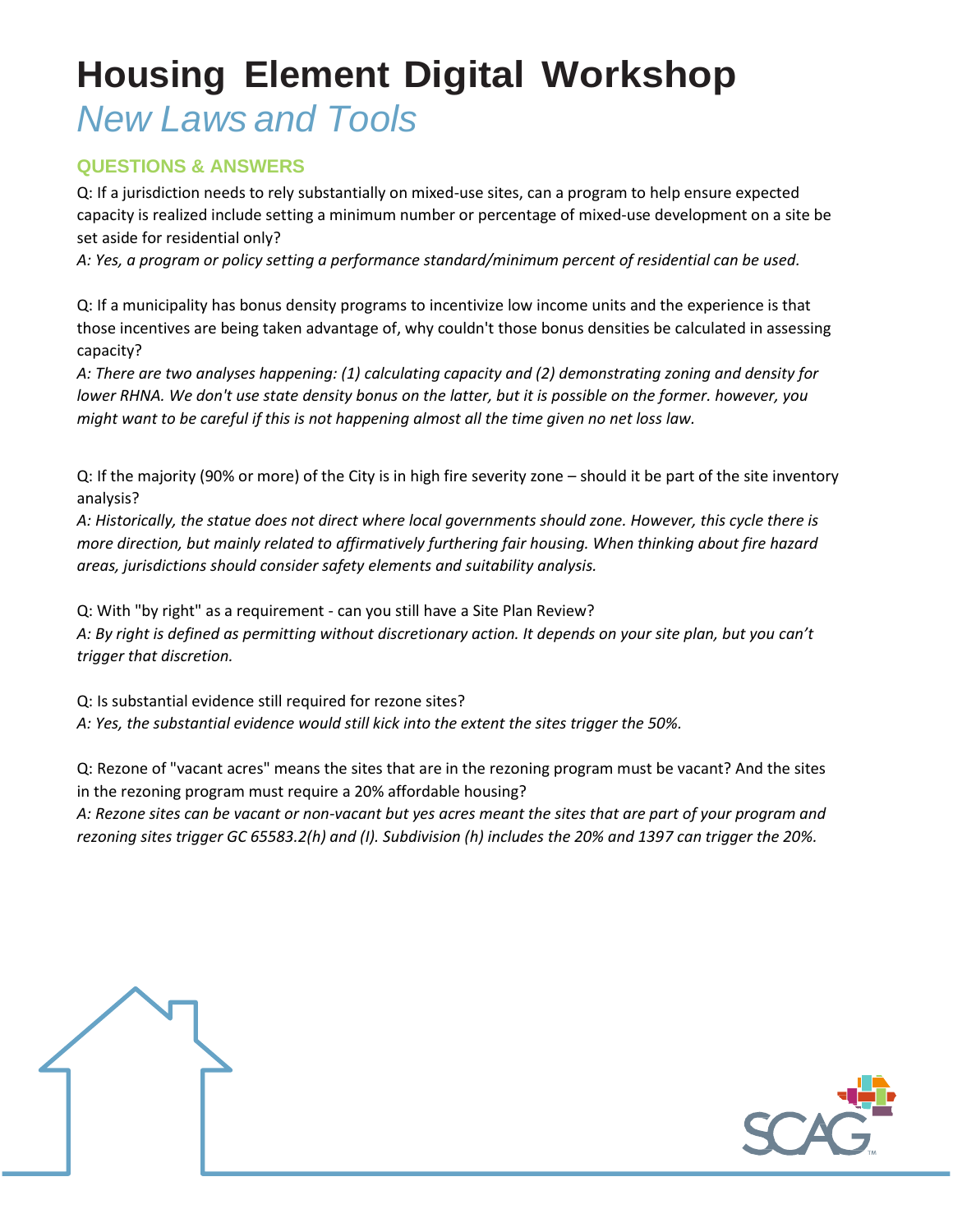# Housing Element Digital Workshop

## *New Laws and Tools*

### QUESTIONS & ANSWERS

Q: If a jurisdiction needs to rely substantially on mixed-use sites, can a program to help ensure expected capacity is realized include setting a minimum number or percentage of mixed-use development on a site be set aside for residential only?

*A: Yes, a program or policy setting a performance standard/minimum percent of residential can be used.*

Q: If a municipality has bonus density programs to incentivize low income units and the experience is that those incentives are being taken advantage of, why couldn't those bonus densities be calculated in assessing capacity?

*A: There are two analyses happening: (1) calculating capacity and (2) demonstrating zoning and density for lower RHNA. We don't use state density bonus on the latter, but it is possible on the former. however, you might want to be careful if this is not happening almost all the time given no net loss law.*

Q: If the majority (90% or more) of the City is in high fire severity zone – should it be part of the site inventory analysis?

*A: Historically, the statue does not direct where local governments should zone. However, this cycle there is more direction, but mainly related to affirmatively furthering fair housing. When thinking about fire hazard areas, jurisdictions should consider safety elements and suitability analysis.*

Q: With "by right" as a requirement - can you still have a Site Plan Review?

*A: By right is defined as permitting without discretionary action. It depends on your site plan, but you can't trigger that discretion.*

Q: Is substantial evidence still required for rezone sites?

*A: Yes, the substantial evidence would still kick into the extent the sites trigger the 50%.*

Q: Rezone of "vacant acres" means the sites that are in the rezoning program must be vacant? And the sites in the rezoning program must require a 20% affordable housing?

*A: Rezone sites can be vacant or non-vacant but yes acres meant the sites that are part of your program and rezoning sites trigger GC 65583.2(h) and (I). Subdivision (h) includes the 20% and 1397 can trigger the 20%.*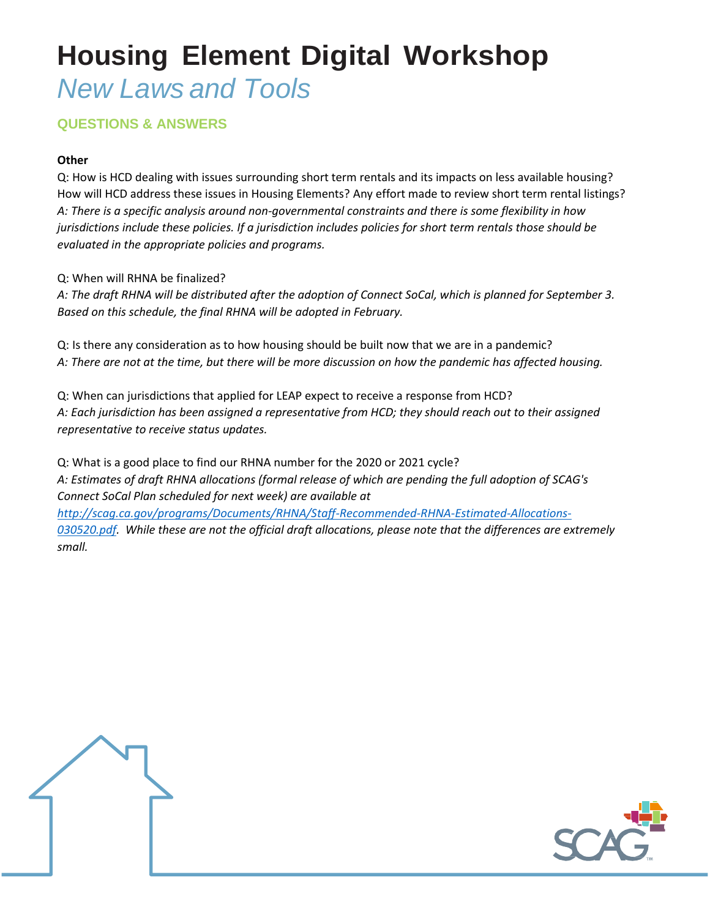# Housing Element Digital Workshop

## *New Laws and Tools*

### QUESTIONS & ANSWERS

**Other**

Q: How is HCD dealing with issues surrounding short term rentals and its impacts on less available housing? How will HCD address these issues in Housing Elements? Any effort made to review short term rental listings?
*A: There is a specific analysis around non-governmental constraints and there is some flexibility in how jurisdictions include these policies. If a jurisdiction includes policies for short term rentals those should be evaluated in the appropriate policies and programs.*

Q: When will RHNA be finalized?
*A: The draft RHNA will be distributed after the adoption of Connect SoCal, which is planned for September 3. Based on this schedule, the final RHNA will be adopted in February.*

Q: Is there any consideration as to how housing should be built now that we are in a pandemic?
*A: There are not at the time, but there will be more discussion on how the pandemic has affected housing.*

Q: When can jurisdictions that applied for LEAP expect to receive a response from HCD?
*A: Each jurisdiction has been assigned a representative from HCD; they should reach out to their assigned representative to receive status updates.*

Q: What is a good place to find our RHNA number for the 2020 or 2021 cycle?
*A: Estimates of draft RHNA allocations (formal release of which are pending the full adoption of SCAG's Connect SoCal Plan scheduled for next week) are available at [http://scag.ca.gov/programs/Documents/RHNA/Staff-Recommended-RHNA-Estimated-Allocations-030520.pdf](http://scag.ca.gov/programs/Documents/RHNA/Staff-Recommended-RHNA-Estimated-Allocations-030520.pdf). While these are not the official draft allocations, please note that the differences are extremely small.*